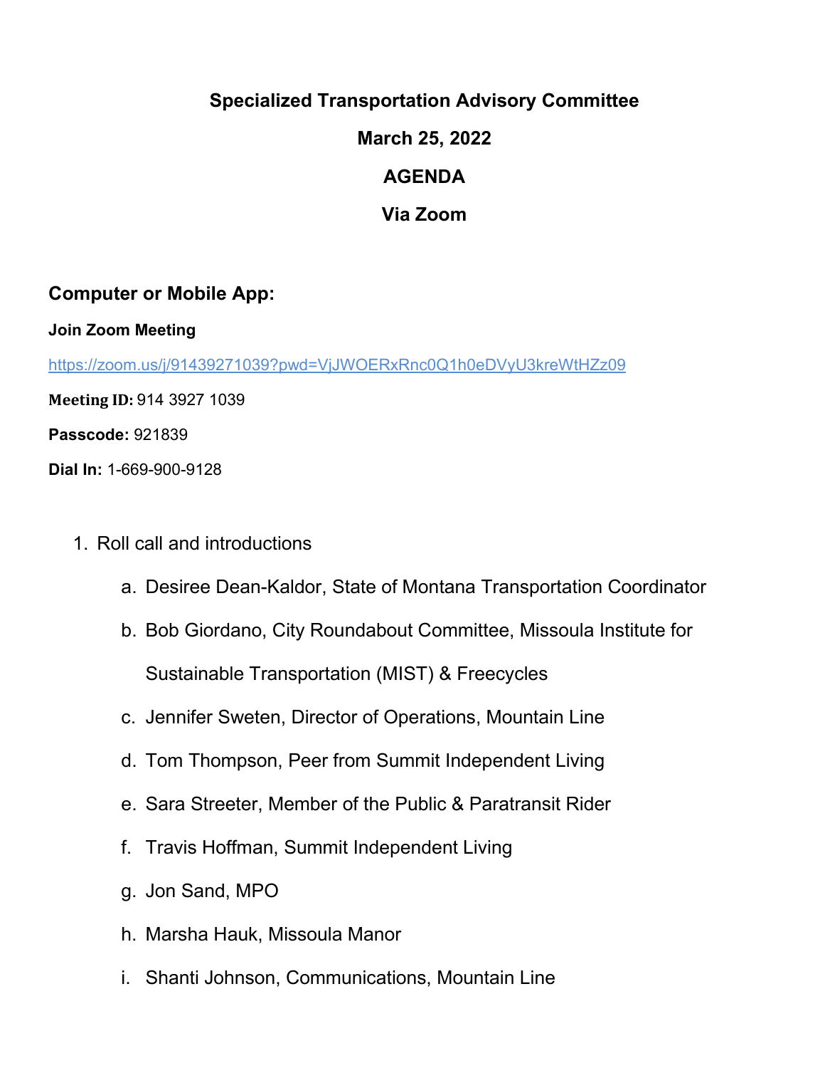# Specialized Transportation Advisory Committee

**March 25, 2022**

**AGENDA**

**Via Zoom**

## Computer or Mobile App:

**Join Zoom Meeting**

https://zoom.us/j/91439271039?pwd=VjJWOERxRnc0Q1h0eDVyU3kreWtHZz09

**Meeting ID:** 914 3927 1039

**Passcode:** 921839

**Dial In:** 1-669-900-9128

1. Roll call and introductions
   a. Desiree Dean-Kaldor, State of Montana Transportation Coordinator
   b. Bob Giordano, City Roundabout Committee, Missoula Institute for Sustainable Transportation (MIST) & Freecycles
   c. Jennifer Sweten, Director of Operations, Mountain Line
   d. Tom Thompson, Peer from Summit Independent Living
   e. Sara Streeter, Member of the Public & Paratransit Rider
   f. Travis Hoffman, Summit Independent Living
   g. Jon Sand, MPO
   h. Marsha Hauk, Missoula Manor
   i. Shanti Johnson, Communications, Mountain Line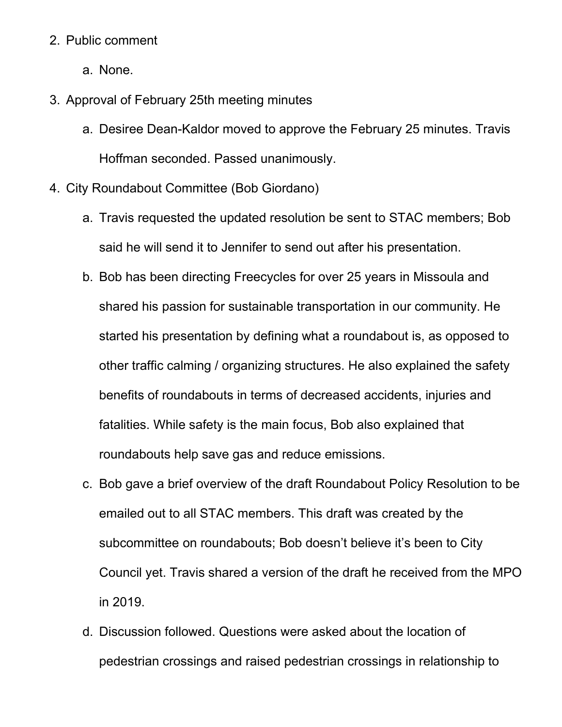2. Public comment

    a. None.

3. Approval of February 25th meeting minutes

    a. Desiree Dean-Kaldor moved to approve the February 25 minutes. Travis Hoffman seconded. Passed unanimously.

4. City Roundabout Committee (Bob Giordano)

    a. Travis requested the updated resolution be sent to STAC members; Bob said he will send it to Jennifer to send out after his presentation.

    b. Bob has been directing Freecycles for over 25 years in Missoula and shared his passion for sustainable transportation in our community. He started his presentation by defining what a roundabout is, as opposed to other traffic calming / organizing structures. He also explained the safety benefits of roundabouts in terms of decreased accidents, injuries and fatalities. While safety is the main focus, Bob also explained that roundabouts help save gas and reduce emissions.

    c. Bob gave a brief overview of the draft Roundabout Policy Resolution to be emailed out to all STAC members. This draft was created by the subcommittee on roundabouts; Bob doesn't believe it's been to City Council yet. Travis shared a version of the draft he received from the MPO in 2019.

    d. Discussion followed. Questions were asked about the location of pedestrian crossings and raised pedestrian crossings in relationship to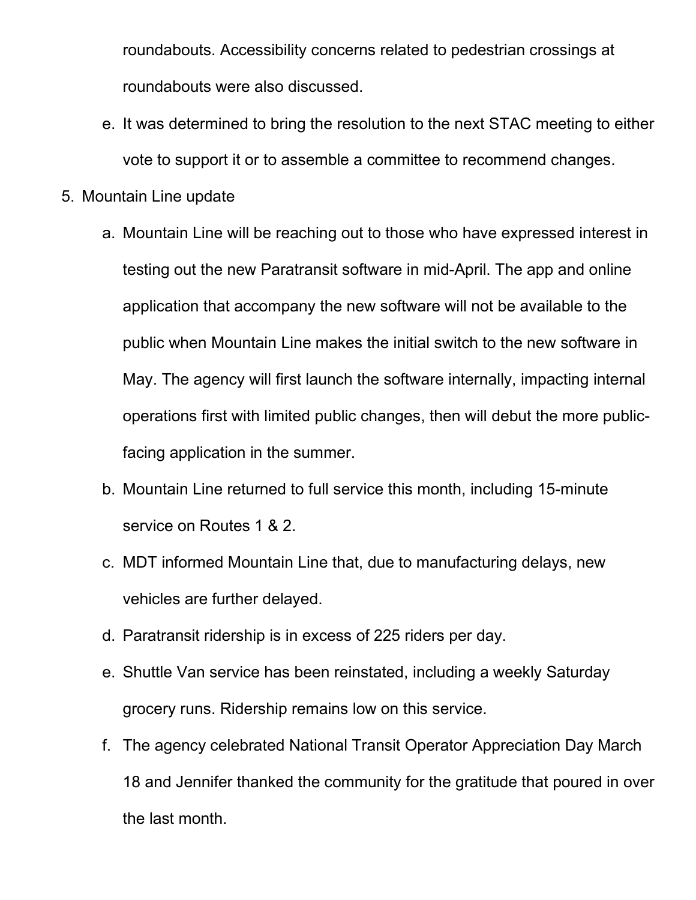roundabouts. Accessibility concerns related to pedestrian crossings at roundabouts were also discussed.

   e. It was determined to bring the resolution to the next STAC meeting to either vote to support it or to assemble a committee to recommend changes.

5. Mountain Line update

   a. Mountain Line will be reaching out to those who have expressed interest in testing out the new Paratransit software in mid-April. The app and online application that accompany the new software will not be available to the public when Mountain Line makes the initial switch to the new software in May. The agency will first launch the software internally, impacting internal operations first with limited public changes, then will debut the more public-facing application in the summer.

   b. Mountain Line returned to full service this month, including 15-minute service on Routes 1 & 2.

   c. MDT informed Mountain Line that, due to manufacturing delays, new vehicles are further delayed.

   d. Paratransit ridership is in excess of 225 riders per day.

   e. Shuttle Van service has been reinstated, including a weekly Saturday grocery runs. Ridership remains low on this service.

   f. The agency celebrated National Transit Operator Appreciation Day March 18 and Jennifer thanked the community for the gratitude that poured in over the last month.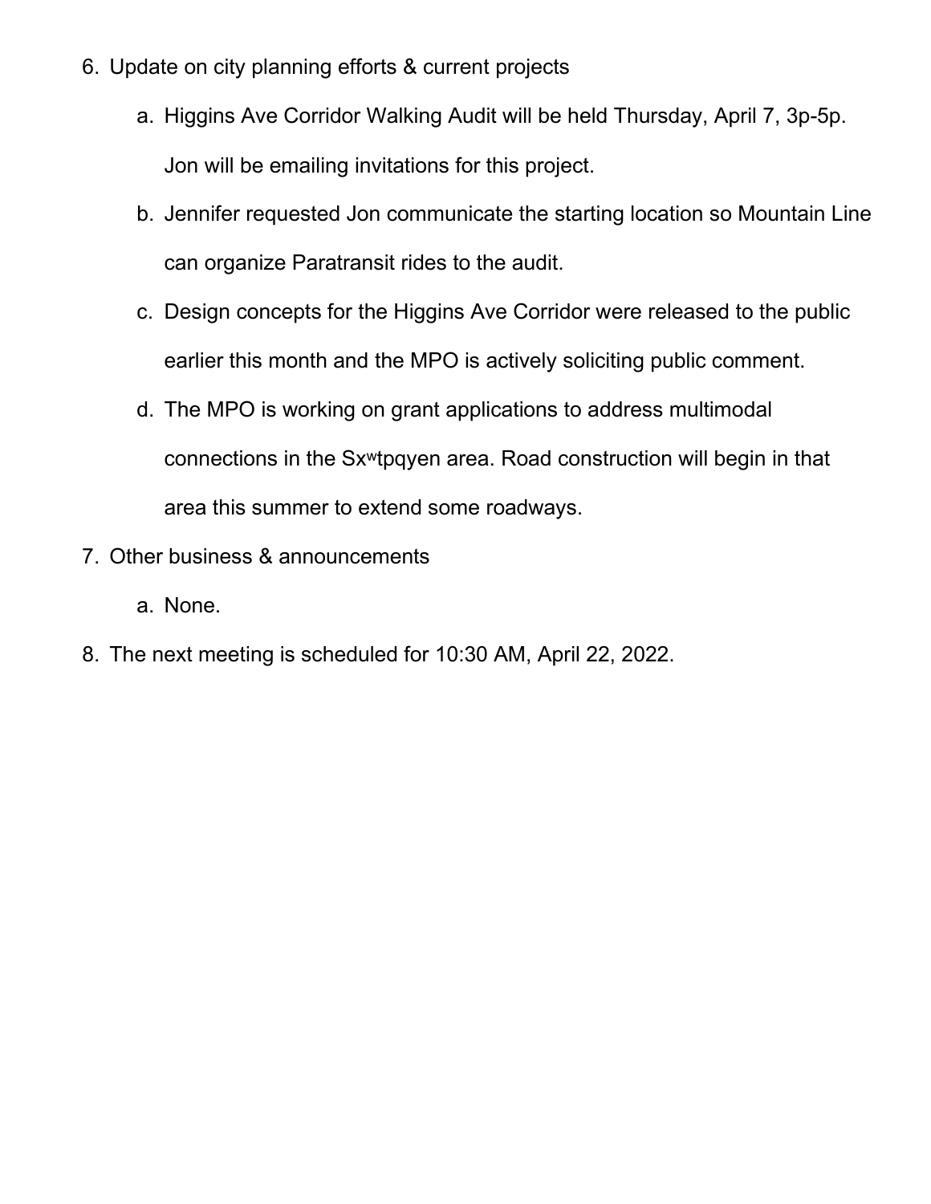6. Update on city planning efforts & current projects
   a. Higgins Ave Corridor Walking Audit will be held Thursday, April 7, 3p-5p. Jon will be emailing invitations for this project.
   b. Jennifer requested Jon communicate the starting location so Mountain Line can organize Paratransit rides to the audit.
   c. Design concepts for the Higgins Ave Corridor were released to the public earlier this month and the MPO is actively soliciting public comment.
   d. The MPO is working on grant applications to address multimodal connections in the Sxʷtpqyen area. Road construction will begin in that area this summer to extend some roadways.
7. Other business & announcements
   a. None.
8. The next meeting is scheduled for 10:30 AM, April 22, 2022.